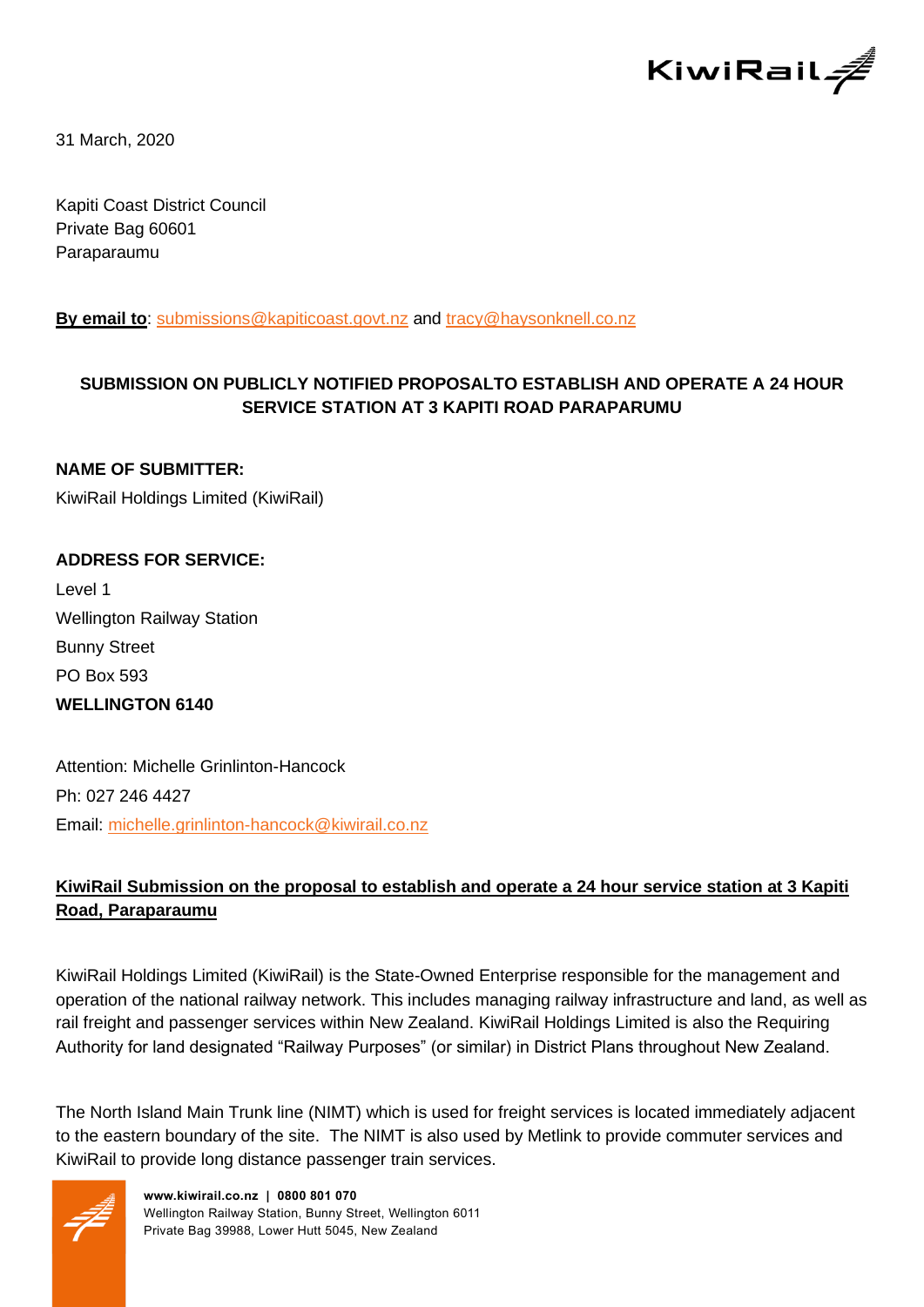31 March, 2020

Kapiti Coast District Council
Private Bag 60601
Paraparaumu

**By email to**: submissions@kapiticoast.govt.nz and tracy@haysonknell.co.nz

**SUBMISSION ON PUBLICLY NOTIFIED PROPOSALTO ESTABLISH AND OPERATE A 24 HOUR SERVICE STATION AT 3 KAPITI ROAD PARAPARUMU**

**NAME OF SUBMITTER:**

KiwiRail Holdings Limited (KiwiRail)

**ADDRESS FOR SERVICE:**

Level 1
Wellington Railway Station
Bunny Street
PO Box 593
**WELLINGTON 6140**

Attention: Michelle Grinlinton-Hancock
Ph: 027 246 4427
Email: michelle.grinlinton-hancock@kiwirail.co.nz

**KiwiRail Submission on the proposal to establish and operate a 24 hour service station at 3 Kapiti Road, Paraparaumu**

KiwiRail Holdings Limited (KiwiRail) is the State-Owned Enterprise responsible for the management and operation of the national railway network. This includes managing railway infrastructure and land, as well as rail freight and passenger services within New Zealand. KiwiRail Holdings Limited is also the Requiring Authority for land designated "Railway Purposes" (or similar) in District Plans throughout New Zealand.

The North Island Main Trunk line (NIMT) which is used for freight services is located immediately adjacent to the eastern boundary of the site. The NIMT is also used by Metlink to provide commuter services and KiwiRail to provide long distance passenger train services.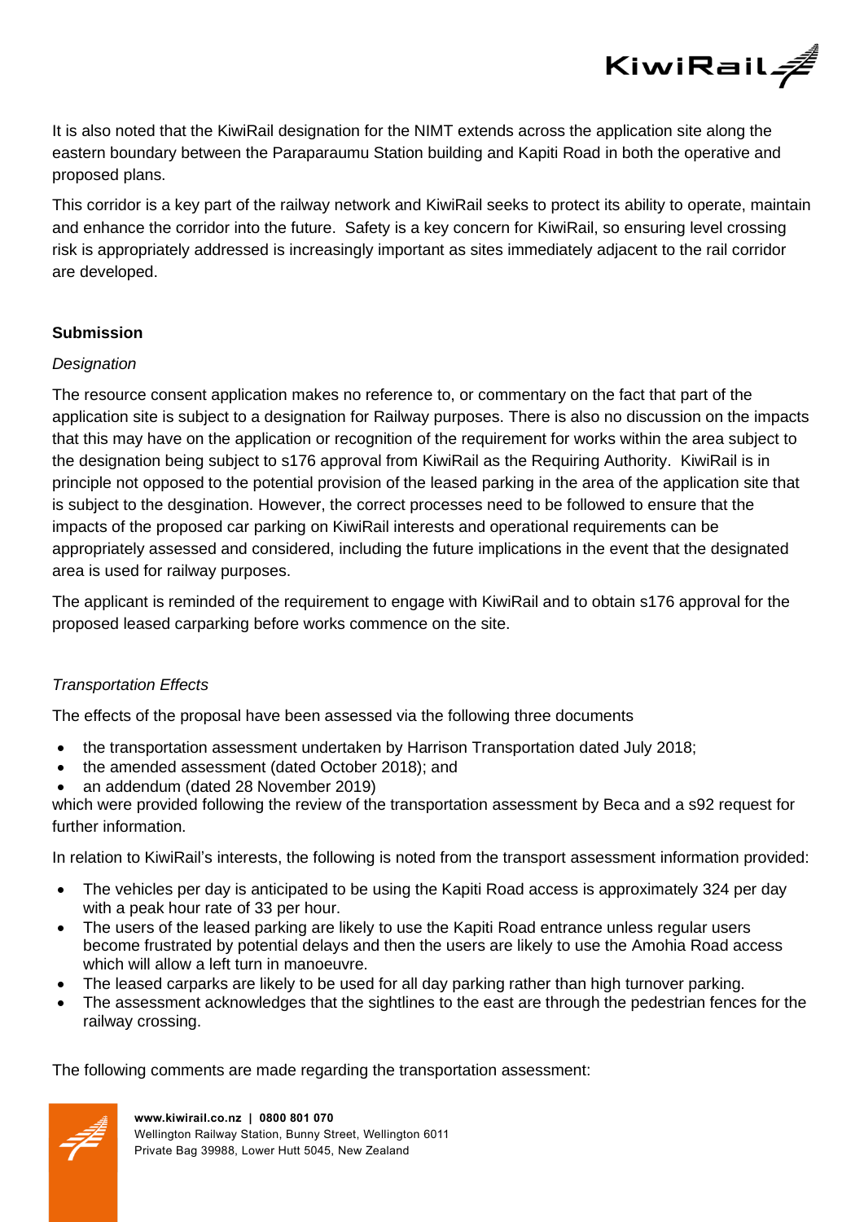It is also noted that the KiwiRail designation for the NIMT extends across the application site along the eastern boundary between the Paraparaumu Station building and Kapiti Road in both the operative and proposed plans.

This corridor is a key part of the railway network and KiwiRail seeks to protect its ability to operate, maintain and enhance the corridor into the future. Safety is a key concern for KiwiRail, so ensuring level crossing risk is appropriately addressed is increasingly important as sites immediately adjacent to the rail corridor are developed.

**Submission**

*Designation*

The resource consent application makes no reference to, or commentary on the fact that part of the application site is subject to a designation for Railway purposes. There is also no discussion on the impacts that this may have on the application or recognition of the requirement for works within the area subject to the designation being subject to s176 approval from KiwiRail as the Requiring Authority. KiwiRail is in principle not opposed to the potential provision of the leased parking in the area of the application site that is subject to the desgination. However, the correct processes need to be followed to ensure that the impacts of the proposed car parking on KiwiRail interests and operational requirements can be appropriately assessed and considered, including the future implications in the event that the designated area is used for railway purposes.

The applicant is reminded of the requirement to engage with KiwiRail and to obtain s176 approval for the proposed leased carparking before works commence on the site.

*Transportation Effects*

The effects of the proposal have been assessed via the following three documents

- the transportation assessment undertaken by Harrison Transportation dated July 2018;
- the amended assessment (dated October 2018); and
- an addendum (dated 28 November 2019)

which were provided following the review of the transportation assessment by Beca and a s92 request for further information.

In relation to KiwiRail's interests, the following is noted from the transport assessment information provided:

- The vehicles per day is anticipated to be using the Kapiti Road access is approximately 324 per day with a peak hour rate of 33 per hour.
- The users of the leased parking are likely to use the Kapiti Road entrance unless regular users become frustrated by potential delays and then the users are likely to use the Amohia Road access which will allow a left turn in manoeuvre.
- The leased carparks are likely to be used for all day parking rather than high turnover parking.
- The assessment acknowledges that the sightlines to the east are through the pedestrian fences for the railway crossing.

The following comments are made regarding the transportation assessment: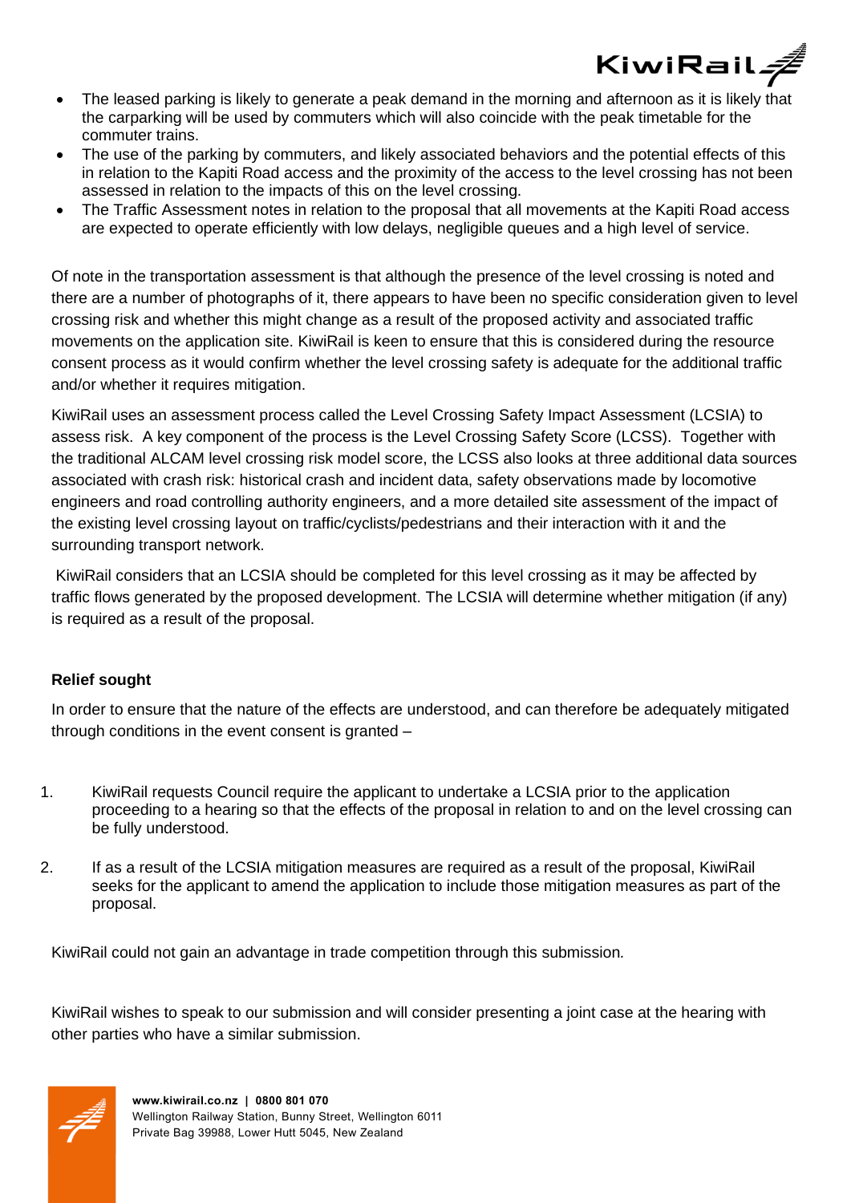- The leased parking is likely to generate a peak demand in the morning and afternoon as it is likely that the carparking will be used by commuters which will also coincide with the peak timetable for the commuter trains.
- The use of the parking by commuters, and likely associated behaviors and the potential effects of this in relation to the Kapiti Road access and the proximity of the access to the level crossing has not been assessed in relation to the impacts of this on the level crossing.
- The Traffic Assessment notes in relation to the proposal that all movements at the Kapiti Road access are expected to operate efficiently with low delays, negligible queues and a high level of service.

Of note in the transportation assessment is that although the presence of the level crossing is noted and there are a number of photographs of it, there appears to have been no specific consideration given to level crossing risk and whether this might change as a result of the proposed activity and associated traffic movements on the application site. KiwiRail is keen to ensure that this is considered during the resource consent process as it would confirm whether the level crossing safety is adequate for the additional traffic and/or whether it requires mitigation.

KiwiRail uses an assessment process called the Level Crossing Safety Impact Assessment (LCSIA) to assess risk. A key component of the process is the Level Crossing Safety Score (LCSS). Together with the traditional ALCAM level crossing risk model score, the LCSS also looks at three additional data sources associated with crash risk: historical crash and incident data, safety observations made by locomotive engineers and road controlling authority engineers, and a more detailed site assessment of the impact of the existing level crossing layout on traffic/cyclists/pedestrians and their interaction with it and the surrounding transport network.

KiwiRail considers that an LCSIA should be completed for this level crossing as it may be affected by traffic flows generated by the proposed development. The LCSIA will determine whether mitigation (if any) is required as a result of the proposal.

**Relief sought**

In order to ensure that the nature of the effects are understood, and can therefore be adequately mitigated through conditions in the event consent is granted –

1. KiwiRail requests Council require the applicant to undertake a LCSIA prior to the application proceeding to a hearing so that the effects of the proposal in relation to and on the level crossing can be fully understood.

2. If as a result of the LCSIA mitigation measures are required as a result of the proposal, KiwiRail seeks for the applicant to amend the application to include those mitigation measures as part of the proposal.

KiwiRail could not gain an advantage in trade competition through this submission.

KiwiRail wishes to speak to our submission and will consider presenting a joint case at the hearing with other parties who have a similar submission.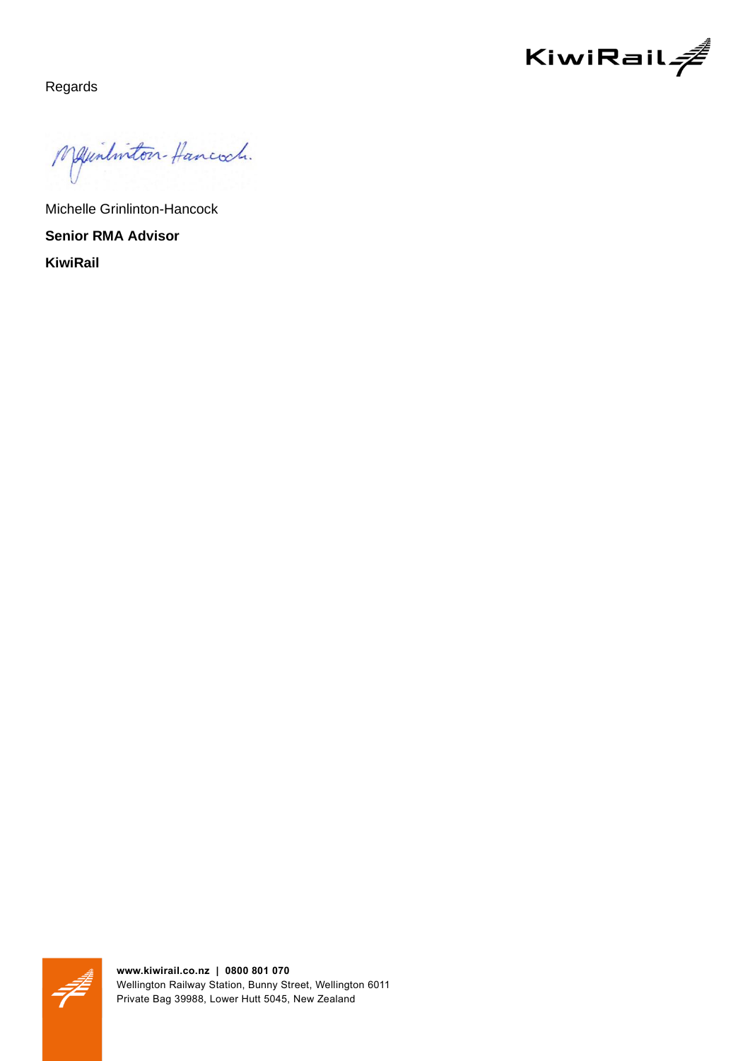Regards

Michelle Grinlinton-Hancock

**Senior RMA Advisor**

**KiwiRail**